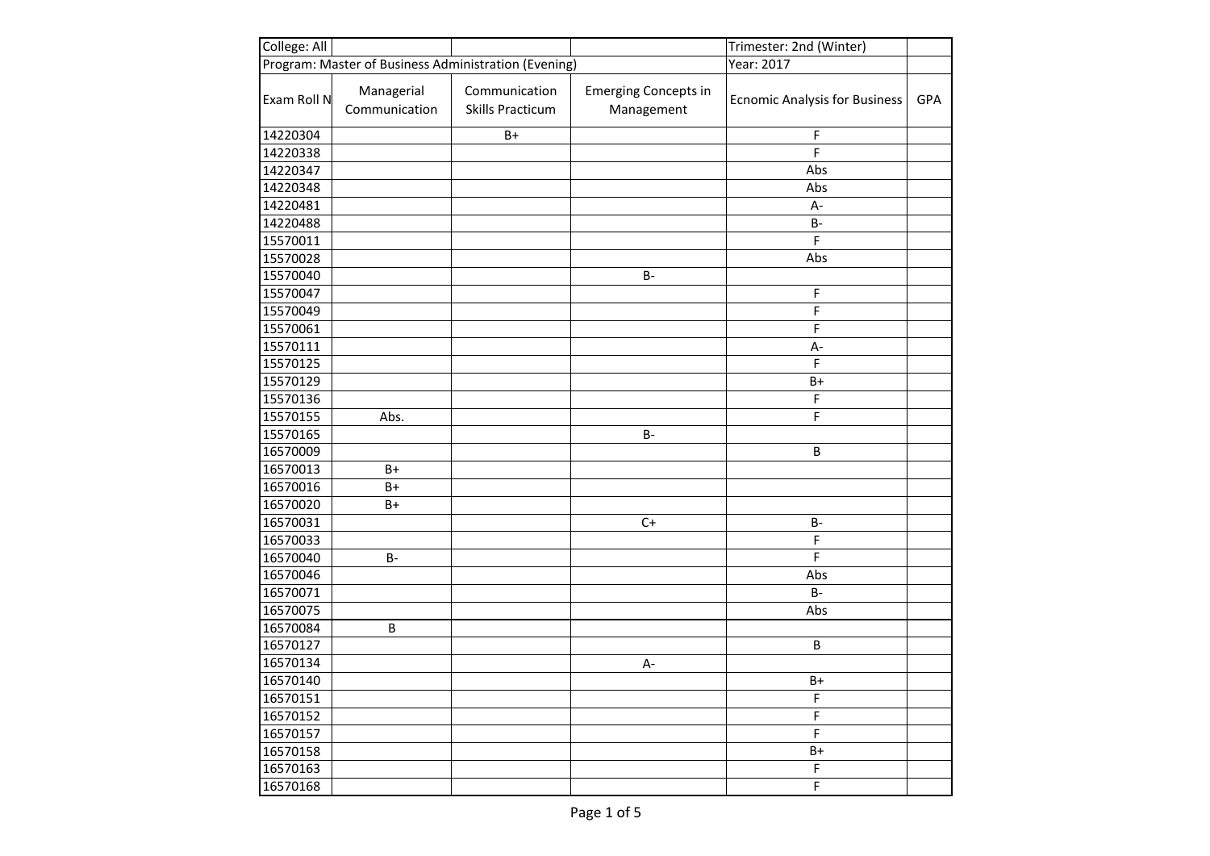| College: All | | | | Trimester: 2nd (Winter) | |
|---|---|---|---|---|---|
| Program: Master of Business Administration (Evening) | | | | Year: 2017 | |
| Exam Roll N | Managerial Communication | Communication Skills Practicum | Emerging Concepts in Management | Ecnomic Analysis for Business | GPA |
| 14220304 | | B+ | | F | |
| 14220338 | | | | F | |
| 14220347 | | | | Abs | |
| 14220348 | | | | Abs | |
| 14220481 | | | | A- | |
| 14220488 | | | | B- | |
| 15570011 | | | | F | |
| 15570028 | | | | Abs | |
| 15570040 | | | B- | | |
| 15570047 | | | | F | |
| 15570049 | | | | F | |
| 15570061 | | | | F | |
| 15570111 | | | | A- | |
| 15570125 | | | | F | |
| 15570129 | | | | B+ | |
| 15570136 | | | | F | |
| 15570155 | Abs. | | | F | |
| 15570165 | | | B- | | |
| 16570009 | | | | B | |
| 16570013 | B+ | | | | |
| 16570016 | B+ | | | | |
| 16570020 | B+ | | | | |
| 16570031 | | | C+ | B- | |
| 16570033 | | | | F | |
| 16570040 | B- | | | F | |
| 16570046 | | | | Abs | |
| 16570071 | | | | B- | |
| 16570075 | | | | Abs | |
| 16570084 | B | | | | |
| 16570127 | | | | B | |
| 16570134 | | | A- | | |
| 16570140 | | | | B+ | |
| 16570151 | | | | F | |
| 16570152 | | | | F | |
| 16570157 | | | | F | |
| 16570158 | | | | B+ | |
| 16570163 | | | | F | |
| 16570168 | | | | F | |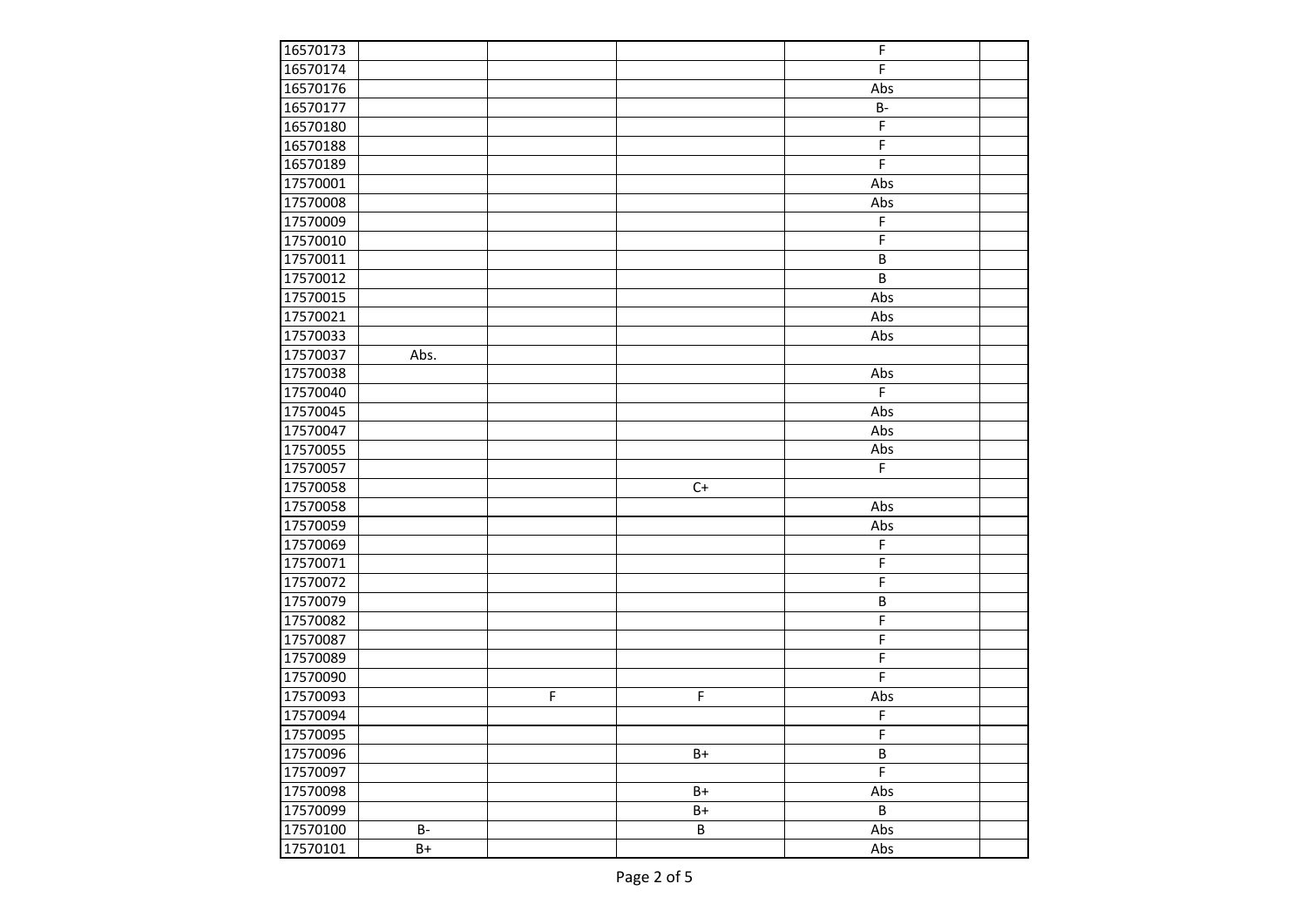| | | | | | |
|---|---|---|---|---|---|
| 16570173 | | | | F | |
| 16570174 | | | | F | |
| 16570176 | | | | Abs | |
| 16570177 | | | | B- | |
| 16570180 | | | | F | |
| 16570188 | | | | F | |
| 16570189 | | | | F | |
| 17570001 | | | | Abs | |
| 17570008 | | | | Abs | |
| 17570009 | | | | F | |
| 17570010 | | | | F | |
| 17570011 | | | | B | |
| 17570012 | | | | B | |
| 17570015 | | | | Abs | |
| 17570021 | | | | Abs | |
| 17570033 | | | | Abs | |
| 17570037 | Abs. | | | | |
| 17570038 | | | | Abs | |
| 17570040 | | | | F | |
| 17570045 | | | | Abs | |
| 17570047 | | | | Abs | |
| 17570055 | | | | Abs | |
| 17570057 | | | | F | |
| 17570058 | | | C+ | | |
| 17570058 | | | | Abs | |
| 17570059 | | | | Abs | |
| 17570069 | | | | F | |
| 17570071 | | | | F | |
| 17570072 | | | | F | |
| 17570079 | | | | B | |
| 17570082 | | | | F | |
| 17570087 | | | | F | |
| 17570089 | | | | F | |
| 17570090 | | | | F | |
| 17570093 | | F | F | Abs | |
| 17570094 | | | | F | |
| 17570095 | | | | F | |
| 17570096 | | | B+ | B | |
| 17570097 | | | | F | |
| 17570098 | | | B+ | Abs | |
| 17570099 | | | B+ | B | |
| 17570100 | B- | | B | Abs | |
| 17570101 | B+ | | | Abs | |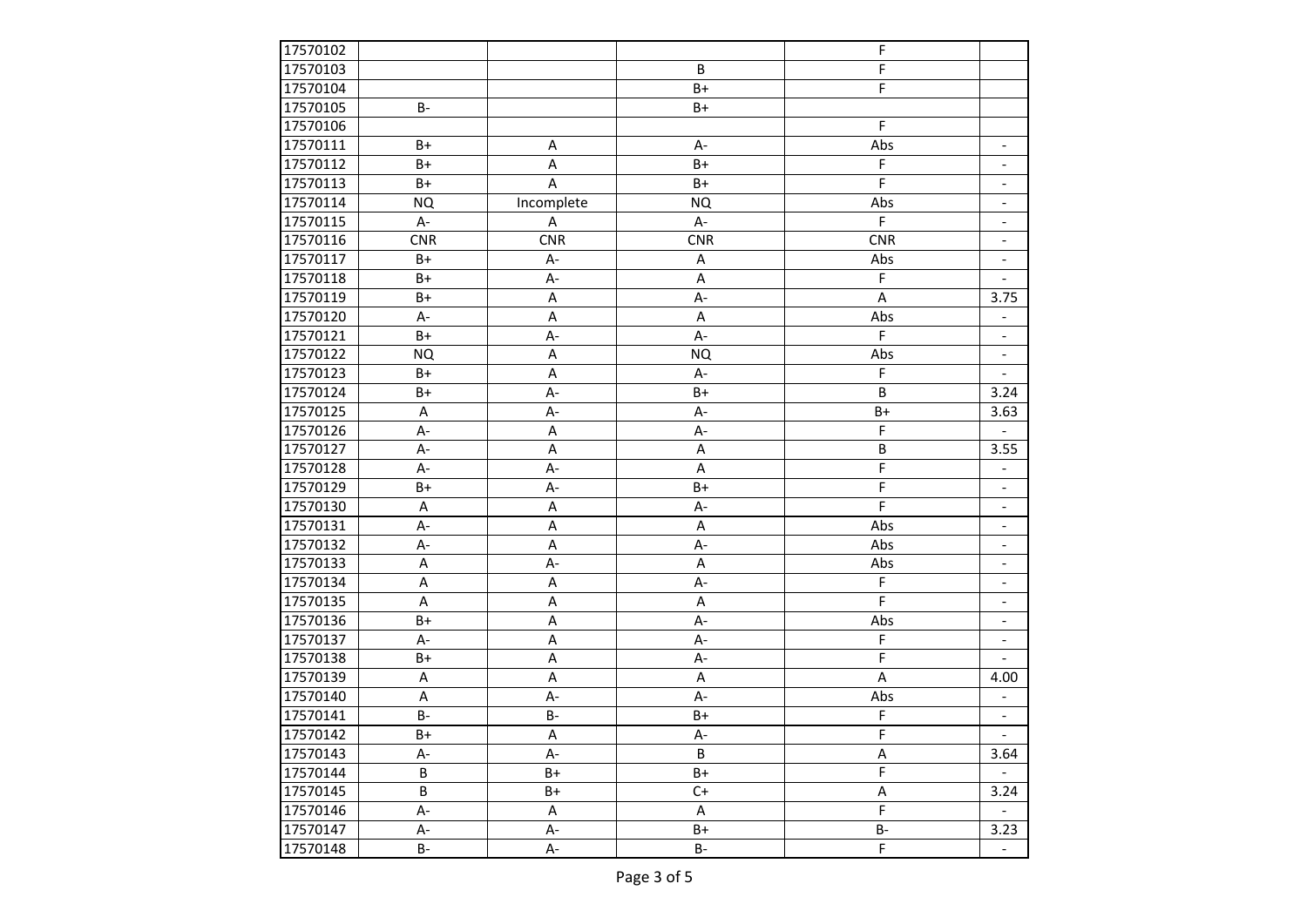| | | | | | |
|---|---|---|---|---|---|
| 17570102 | | | | F | |
| 17570103 | | | B | F | |
| 17570104 | | | B+ | F | |
| 17570105 | B- | | B+ | | |
| 17570106 | | | | F | |
| 17570111 | B+ | A | A- | Abs | - |
| 17570112 | B+ | A | B+ | F | - |
| 17570113 | B+ | A | B+ | F | - |
| 17570114 | NQ | Incomplete | NQ | Abs | - |
| 17570115 | A- | A | A- | F | - |
| 17570116 | CNR | CNR | CNR | CNR | - |
| 17570117 | B+ | A- | A | Abs | - |
| 17570118 | B+ | A- | A | F | - |
| 17570119 | B+ | A | A- | A | 3.75 |
| 17570120 | A- | A | A | Abs | - |
| 17570121 | B+ | A- | A- | F | - |
| 17570122 | NQ | A | NQ | Abs | - |
| 17570123 | B+ | A | A- | F | - |
| 17570124 | B+ | A- | B+ | B | 3.24 |
| 17570125 | A | A- | A- | B+ | 3.63 |
| 17570126 | A- | A | A- | F | - |
| 17570127 | A- | A | A | B | 3.55 |
| 17570128 | A- | A- | A | F | - |
| 17570129 | B+ | A- | B+ | F | - |
| 17570130 | A | A | A- | F | - |
| 17570131 | A- | A | A | Abs | - |
| 17570132 | A- | A | A- | Abs | - |
| 17570133 | A | A- | A | Abs | - |
| 17570134 | A | A | A- | F | - |
| 17570135 | A | A | A | F | - |
| 17570136 | B+ | A | A- | Abs | - |
| 17570137 | A- | A | A- | F | - |
| 17570138 | B+ | A | A- | F | - |
| 17570139 | A | A | A | A | 4.00 |
| 17570140 | A | A- | A- | Abs | - |
| 17570141 | B- | B- | B+ | F | - |
| 17570142 | B+ | A | A- | F | - |
| 17570143 | A- | A- | B | A | 3.64 |
| 17570144 | B | B+ | B+ | F | - |
| 17570145 | B | B+ | C+ | A | 3.24 |
| 17570146 | A- | A | A | F | - |
| 17570147 | A- | A- | B+ | B- | 3.23 |
| 17570148 | B- | A- | B- | F | - |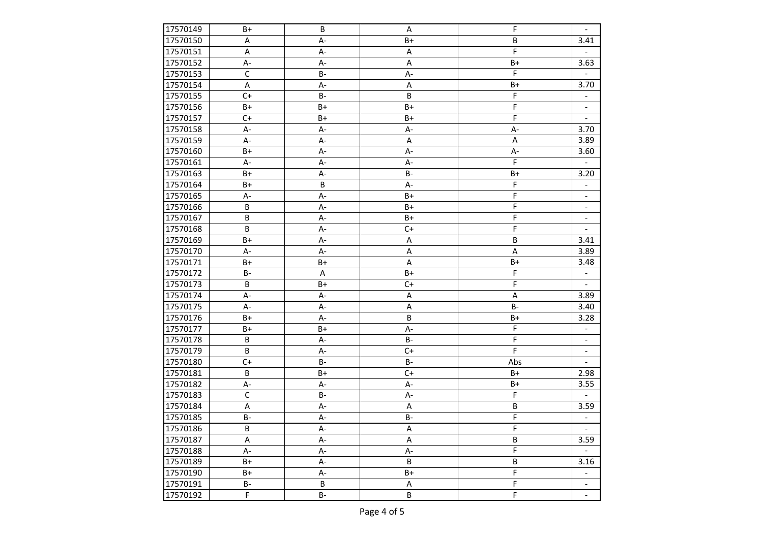| | | | | | |
|---|---|---|---|---|---|
| 17570149 | B+ | B | A | F | - |
| 17570150 | A | A- | B+ | B | 3.41 |
| 17570151 | A | A- | A | F | - |
| 17570152 | A- | A- | A | B+ | 3.63 |
| 17570153 | C | B- | A- | F | - |
| 17570154 | A | A- | A | B+ | 3.70 |
| 17570155 | C+ | B- | B | F | - |
| 17570156 | B+ | B+ | B+ | F | - |
| 17570157 | C+ | B+ | B+ | F | - |
| 17570158 | A- | A- | A- | A- | 3.70 |
| 17570159 | A- | A- | A | A | 3.89 |
| 17570160 | B+ | A- | A- | A- | 3.60 |
| 17570161 | A- | A- | A- | F | - |
| 17570163 | B+ | A- | B- | B+ | 3.20 |
| 17570164 | B+ | B | A- | F | - |
| 17570165 | A- | A- | B+ | F | - |
| 17570166 | B | A- | B+ | F | - |
| 17570167 | B | A- | B+ | F | - |
| 17570168 | B | A- | C+ | F | - |
| 17570169 | B+ | A- | A | B | 3.41 |
| 17570170 | A- | A- | A | A | 3.89 |
| 17570171 | B+ | B+ | A | B+ | 3.48 |
| 17570172 | B- | A | B+ | F | - |
| 17570173 | B | B+ | C+ | F | - |
| 17570174 | A- | A- | A | A | 3.89 |
| 17570175 | A- | A- | A | B- | 3.40 |
| 17570176 | B+ | A- | B | B+ | 3.28 |
| 17570177 | B+ | B+ | A- | F | - |
| 17570178 | B | A- | B- | F | - |
| 17570179 | B | A- | C+ | F | - |
| 17570180 | C+ | B- | B- | Abs | - |
| 17570181 | B | B+ | C+ | B+ | 2.98 |
| 17570182 | A- | A- | A- | B+ | 3.55 |
| 17570183 | C | B- | A- | F | - |
| 17570184 | A | A- | A | B | 3.59 |
| 17570185 | B- | A- | B- | F | - |
| 17570186 | B | A- | A | F | - |
| 17570187 | A | A- | A | B | 3.59 |
| 17570188 | A- | A- | A- | F | - |
| 17570189 | B+ | A- | B | B | 3.16 |
| 17570190 | B+ | A- | B+ | F | - |
| 17570191 | B- | B | A | F | - |
| 17570192 | F | B- | B | F | - |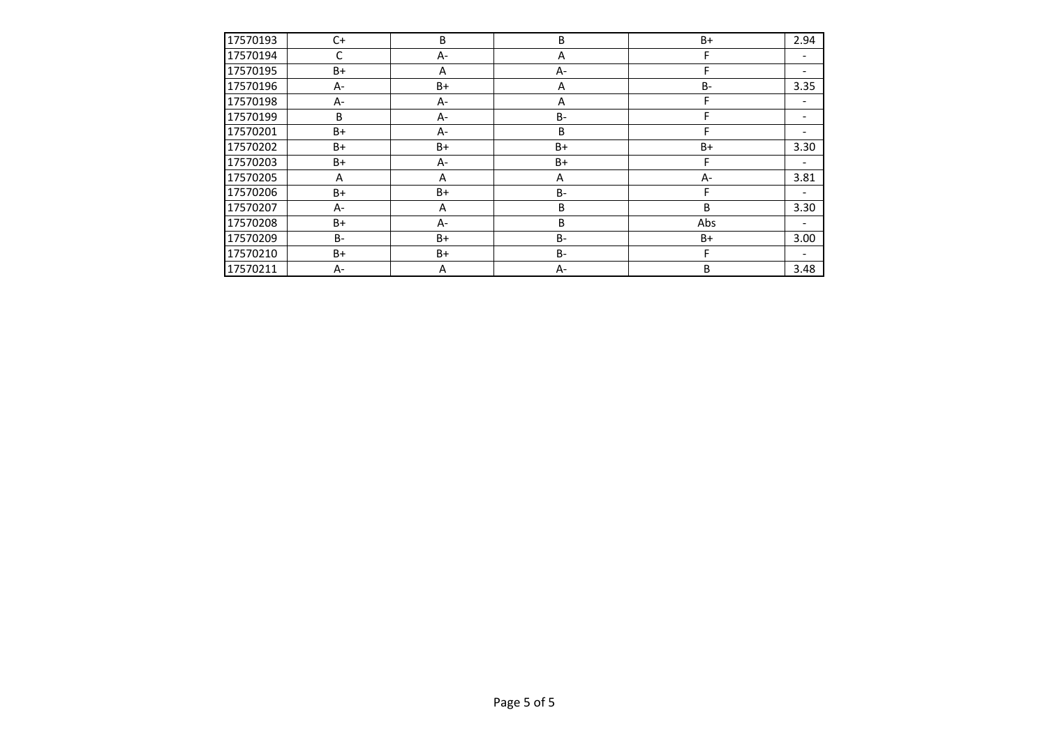| | | | | | |
|---|---|---|---|---|---|
| 17570193 | C+ | B | B | B+ | 2.94 |
| 17570194 | C | A- | A | F | - |
| 17570195 | B+ | A | A- | F | - |
| 17570196 | A- | B+ | A | B- | 3.35 |
| 17570198 | A- | A- | A | F | - |
| 17570199 | B | A- | B- | F | - |
| 17570201 | B+ | A- | B | F | - |
| 17570202 | B+ | B+ | B+ | B+ | 3.30 |
| 17570203 | B+ | A- | B+ | F | - |
| 17570205 | A | A | A | A- | 3.81 |
| 17570206 | B+ | B+ | B- | F | - |
| 17570207 | A- | A | B | B | 3.30 |
| 17570208 | B+ | A- | B | Abs | - |
| 17570209 | B- | B+ | B- | B+ | 3.00 |
| 17570210 | B+ | B+ | B- | F | - |
| 17570211 | A- | A | A- | B | 3.48 |